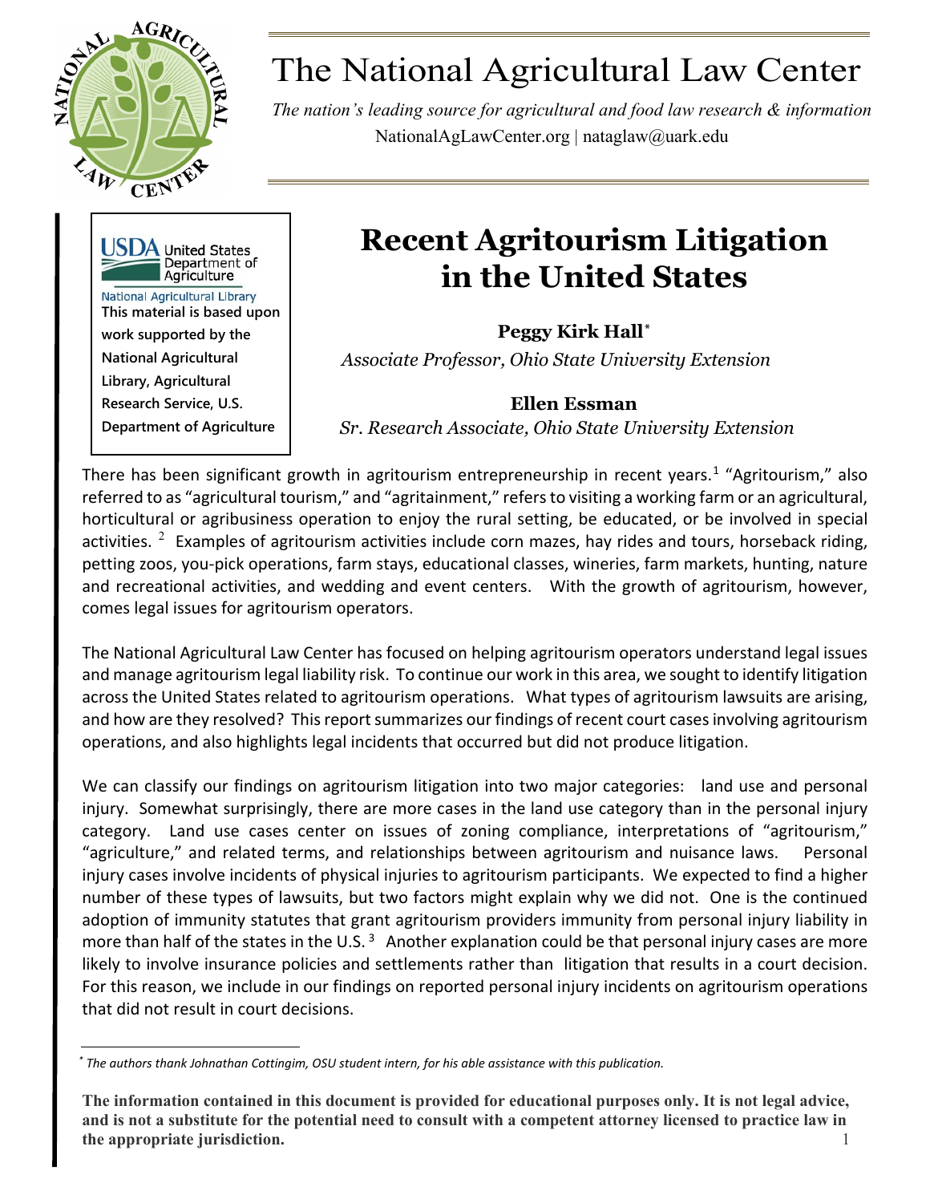# The National Agricultural Law Center

*The nation's leading source for agricultural and food law research & information*
NationalAgLawCenter.org | nataglaw@uark.edu

USDA United States Department of Agriculture
National Agricultural Library
**This material is based upon work supported by the National Agricultural Library, Agricultural Research Service, U.S. Department of Agriculture**

# Recent Agritourism Litigation in the United States

**Peggy Kirk Hall**[*]
*Associate Professor, Ohio State University Extension*

**Ellen Essman**
*Sr. Research Associate, Ohio State University Extension*

There has been significant growth in agritourism entrepreneurship in recent years.[1] "Agritourism," also referred to as "agricultural tourism," and "agritainment," refers to visiting a working farm or an agricultural, horticultural or agribusiness operation to enjoy the rural setting, be educated, or be involved in special activities.[2] Examples of agritourism activities include corn mazes, hay rides and tours, horseback riding, petting zoos, you-pick operations, farm stays, educational classes, wineries, farm markets, hunting, nature and recreational activities, and wedding and event centers. With the growth of agritourism, however, comes legal issues for agritourism operators.

The National Agricultural Law Center has focused on helping agritourism operators understand legal issues and manage agritourism legal liability risk. To continue our work in this area, we sought to identify litigation across the United States related to agritourism operations. What types of agritourism lawsuits are arising, and how are they resolved? This report summarizes our findings of recent court cases involving agritourism operations, and also highlights legal incidents that occurred but did not produce litigation.

We can classify our findings on agritourism litigation into two major categories: land use and personal injury. Somewhat surprisingly, there are more cases in the land use category than in the personal injury category. Land use cases center on issues of zoning compliance, interpretations of "agritourism," "agriculture," and related terms, and relationships between agritourism and nuisance laws. Personal injury cases involve incidents of physical injuries to agritourism participants. We expected to find a higher number of these types of lawsuits, but two factors might explain why we did not. One is the continued adoption of immunity statutes that grant agritourism providers immunity from personal injury liability in more than half of the states in the U.S.[3] Another explanation could be that personal injury cases are more likely to involve insurance policies and settlements rather than litigation that results in a court decision. For this reason, we include in our findings on reported personal injury incidents on agritourism operations that did not result in court decisions.

---

[*] *The authors thank Johnathan Cottingim, OSU student intern, for his able assistance with this publication.*

**The information contained in this document is provided for educational purposes only. It is not legal advice, and is not a substitute for the potential need to consult with a competent attorney licensed to practice law in the appropriate jurisdiction.**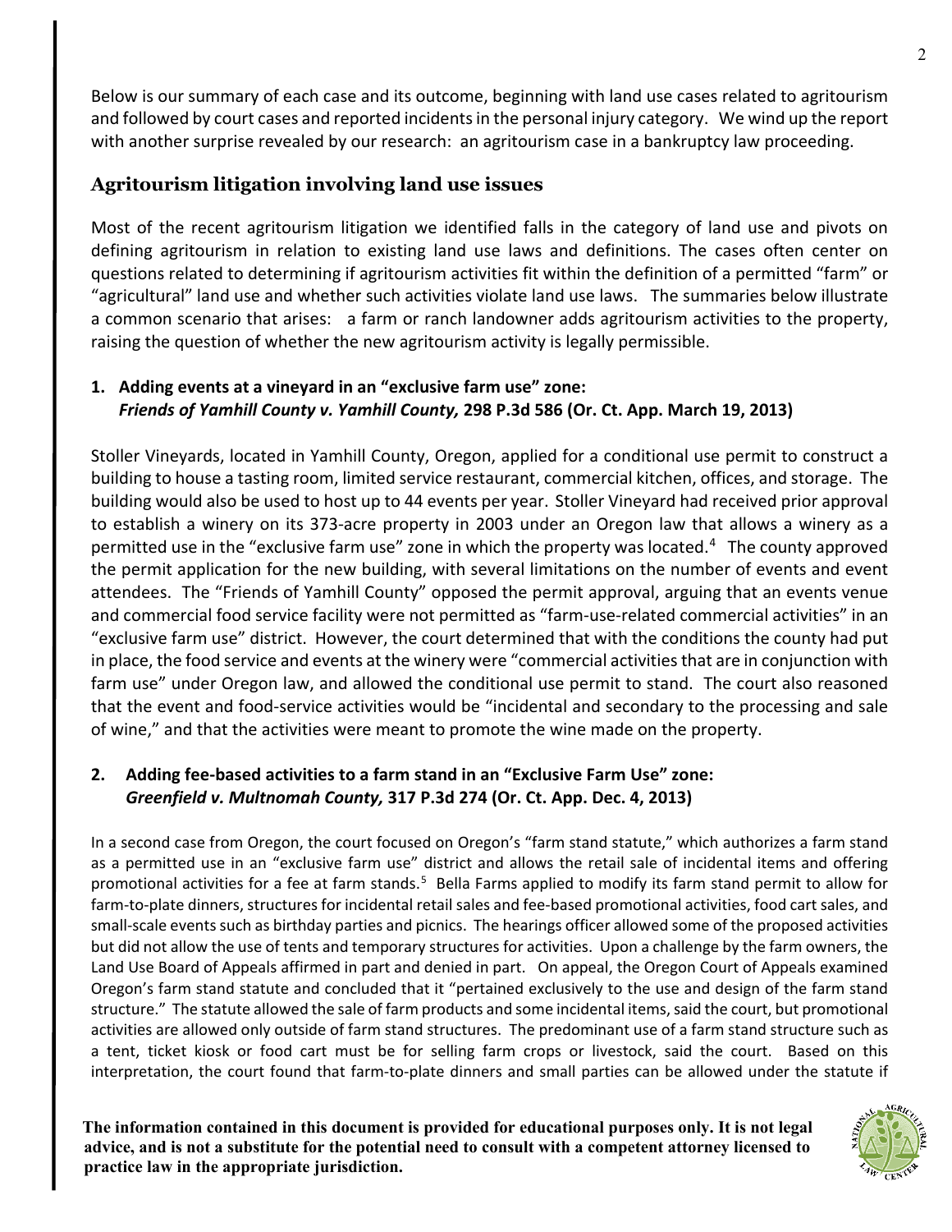Below is our summary of each case and its outcome, beginning with land use cases related to agritourism and followed by court cases and reported incidents in the personal injury category. We wind up the report with another surprise revealed by our research: an agritourism case in a bankruptcy law proceeding.

## Agritourism litigation involving land use issues

Most of the recent agritourism litigation we identified falls in the category of land use and pivots on defining agritourism in relation to existing land use laws and definitions. The cases often center on questions related to determining if agritourism activities fit within the definition of a permitted "farm" or "agricultural" land use and whether such activities violate land use laws. The summaries below illustrate a common scenario that arises: a farm or ranch landowner adds agritourism activities to the property, raising the question of whether the new agritourism activity is legally permissible.

### 1. Adding events at a vineyard in an "exclusive farm use" zone: *Friends of Yamhill County v. Yamhill County,* 298 P.3d 586 (Or. Ct. App. March 19, 2013)

Stoller Vineyards, located in Yamhill County, Oregon, applied for a conditional use permit to construct a building to house a tasting room, limited service restaurant, commercial kitchen, offices, and storage. The building would also be used to host up to 44 events per year. Stoller Vineyard had received prior approval to establish a winery on its 373-acre property in 2003 under an Oregon law that allows a winery as a permitted use in the "exclusive farm use" zone in which the property was located.[4] The county approved the permit application for the new building, with several limitations on the number of events and event attendees. The "Friends of Yamhill County" opposed the permit approval, arguing that an events venue and commercial food service facility were not permitted as "farm-use-related commercial activities" in an "exclusive farm use" district. However, the court determined that with the conditions the county had put in place, the food service and events at the winery were "commercial activities that are in conjunction with farm use" under Oregon law, and allowed the conditional use permit to stand. The court also reasoned that the event and food-service activities would be "incidental and secondary to the processing and sale of wine," and that the activities were meant to promote the wine made on the property.

### 2. Adding fee-based activities to a farm stand in an "Exclusive Farm Use" zone: *Greenfield v. Multnomah County,* 317 P.3d 274 (Or. Ct. App. Dec. 4, 2013)

In a second case from Oregon, the court focused on Oregon's "farm stand statute," which authorizes a farm stand as a permitted use in an "exclusive farm use" district and allows the retail sale of incidental items and offering promotional activities for a fee at farm stands.[5] Bella Farms applied to modify its farm stand permit to allow for farm-to-plate dinners, structures for incidental retail sales and fee-based promotional activities, food cart sales, and small-scale events such as birthday parties and picnics. The hearings officer allowed some of the proposed activities but did not allow the use of tents and temporary structures for activities. Upon a challenge by the farm owners, the Land Use Board of Appeals affirmed in part and denied in part. On appeal, the Oregon Court of Appeals examined Oregon's farm stand statute and concluded that it "pertained exclusively to the use and design of the farm stand structure." The statute allowed the sale of farm products and some incidental items, said the court, but promotional activities are allowed only outside of farm stand structures. The predominant use of a farm stand structure such as a tent, ticket kiosk or food cart must be for selling farm crops or livestock, said the court. Based on this interpretation, the court found that farm-to-plate dinners and small parties can be allowed under the statute if

**The information contained in this document is provided for educational purposes only. It is not legal advice, and is not a substitute for the potential need to consult with a competent attorney licensed to practice law in the appropriate jurisdiction.**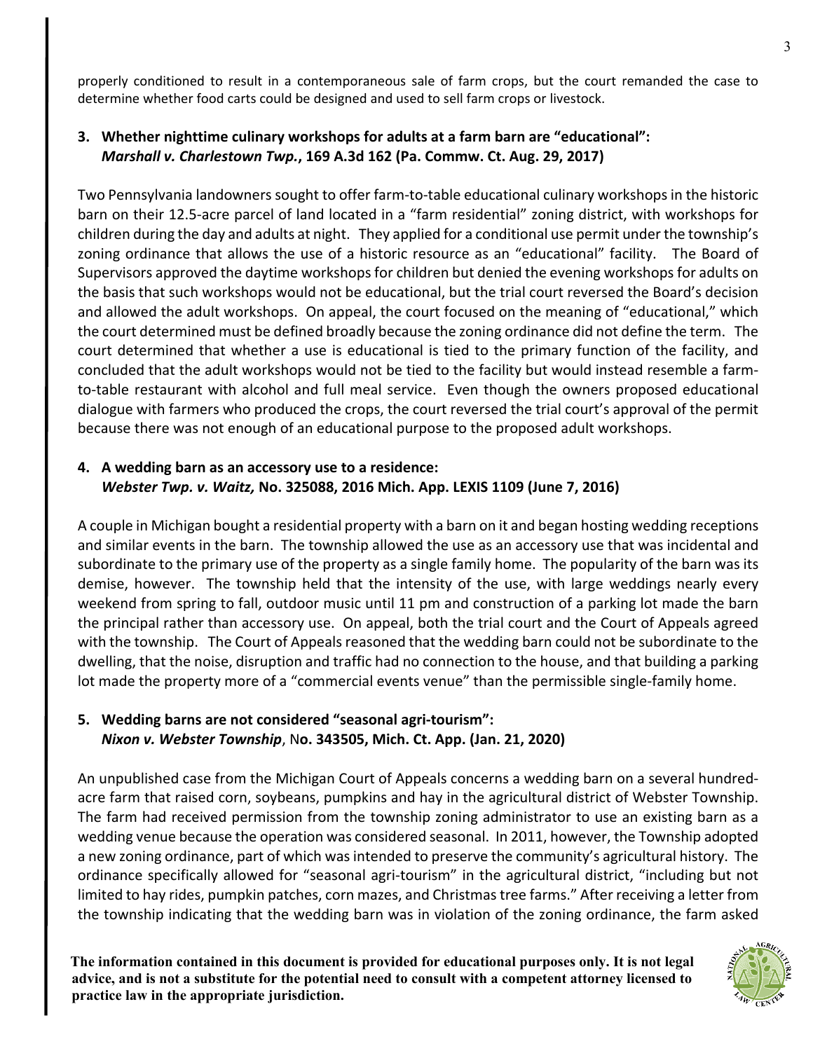properly conditioned to result in a contemporaneous sale of farm crops, but the court remanded the case to determine whether food carts could be designed and used to sell farm crops or livestock.

### 3. Whether nighttime culinary workshops for adults at a farm barn are "educational": *Marshall v. Charlestown Twp.*, 169 A.3d 162 (Pa. Commw. Ct. Aug. 29, 2017)

Two Pennsylvania landowners sought to offer farm-to-table educational culinary workshops in the historic barn on their 12.5-acre parcel of land located in a "farm residential" zoning district, with workshops for children during the day and adults at night. They applied for a conditional use permit under the township's zoning ordinance that allows the use of a historic resource as an "educational" facility. The Board of Supervisors approved the daytime workshops for children but denied the evening workshops for adults on the basis that such workshops would not be educational, but the trial court reversed the Board's decision and allowed the adult workshops. On appeal, the court focused on the meaning of "educational," which the court determined must be defined broadly because the zoning ordinance did not define the term. The court determined that whether a use is educational is tied to the primary function of the facility, and concluded that the adult workshops would not be tied to the facility but would instead resemble a farm-to-table restaurant with alcohol and full meal service. Even though the owners proposed educational dialogue with farmers who produced the crops, the court reversed the trial court's approval of the permit because there was not enough of an educational purpose to the proposed adult workshops.

### 4. A wedding barn as an accessory use to a residence: *Webster Twp. v. Waitz,* No. 325088, 2016 Mich. App. LEXIS 1109 (June 7, 2016)

A couple in Michigan bought a residential property with a barn on it and began hosting wedding receptions and similar events in the barn. The township allowed the use as an accessory use that was incidental and subordinate to the primary use of the property as a single family home. The popularity of the barn was its demise, however. The township held that the intensity of the use, with large weddings nearly every weekend from spring to fall, outdoor music until 11 pm and construction of a parking lot made the barn the principal rather than accessory use. On appeal, both the trial court and the Court of Appeals agreed with the township. The Court of Appeals reasoned that the wedding barn could not be subordinate to the dwelling, that the noise, disruption and traffic had no connection to the house, and that building a parking lot made the property more of a "commercial events venue" than the permissible single-family home.

### 5. Wedding barns are not considered "seasonal agri-tourism": *Nixon v. Webster Township*, No. 343505, Mich. Ct. App. (Jan. 21, 2020)

An unpublished case from the Michigan Court of Appeals concerns a wedding barn on a several hundred-acre farm that raised corn, soybeans, pumpkins and hay in the agricultural district of Webster Township. The farm had received permission from the township zoning administrator to use an existing barn as a wedding venue because the operation was considered seasonal. In 2011, however, the Township adopted a new zoning ordinance, part of which was intended to preserve the community's agricultural history. The ordinance specifically allowed for "seasonal agri-tourism" in the agricultural district, "including but not limited to hay rides, pumpkin patches, corn mazes, and Christmas tree farms." After receiving a letter from the township indicating that the wedding barn was in violation of the zoning ordinance, the farm asked

**The information contained in this document is provided for educational purposes only. It is not legal advice, and is not a substitute for the potential need to consult with a competent attorney licensed to practice law in the appropriate jurisdiction.**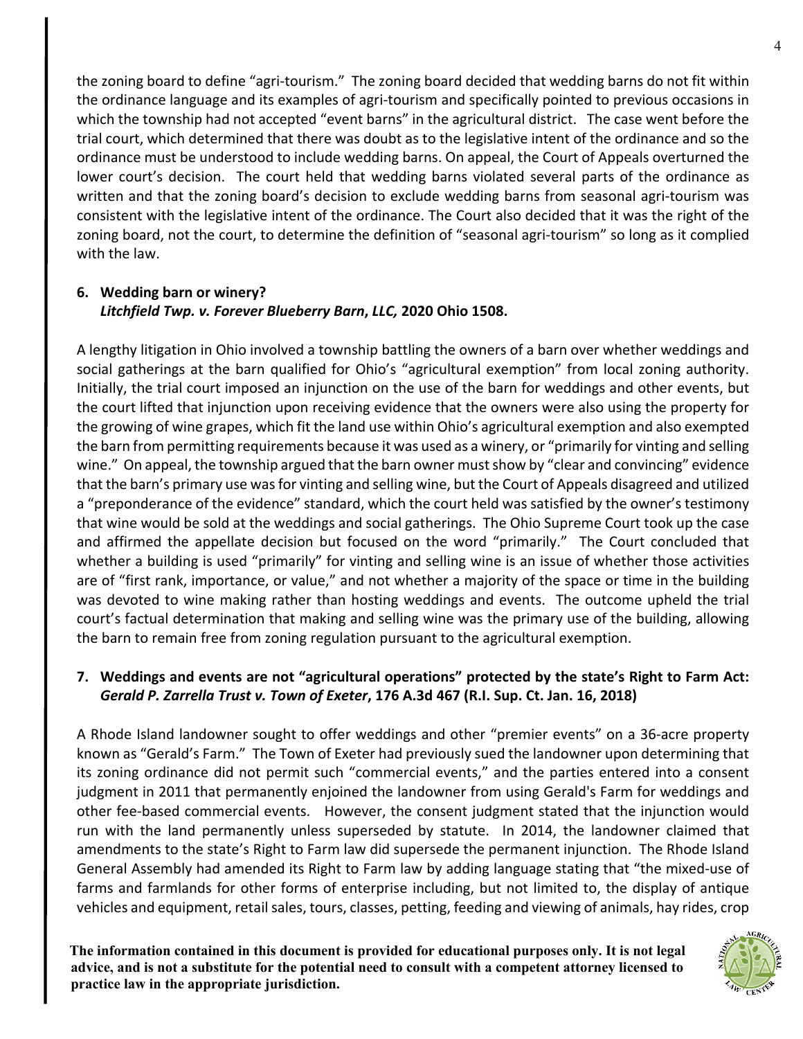the zoning board to define "agri-tourism." The zoning board decided that wedding barns do not fit within the ordinance language and its examples of agri-tourism and specifically pointed to previous occasions in which the township had not accepted "event barns" in the agricultural district. The case went before the trial court, which determined that there was doubt as to the legislative intent of the ordinance and so the ordinance must be understood to include wedding barns. On appeal, the Court of Appeals overturned the lower court's decision. The court held that wedding barns violated several parts of the ordinance as written and that the zoning board's decision to exclude wedding barns from seasonal agri-tourism was consistent with the legislative intent of the ordinance. The Court also decided that it was the right of the zoning board, not the court, to determine the definition of "seasonal agri-tourism" so long as it complied with the law.

**6. Wedding barn or winery?**
***Litchfield Twp. v. Forever Blueberry Barn, LLC,* 2020 Ohio 1508.**

A lengthy litigation in Ohio involved a township battling the owners of a barn over whether weddings and social gatherings at the barn qualified for Ohio's "agricultural exemption" from local zoning authority. Initially, the trial court imposed an injunction on the use of the barn for weddings and other events, but the court lifted that injunction upon receiving evidence that the owners were also using the property for the growing of wine grapes, which fit the land use within Ohio's agricultural exemption and also exempted the barn from permitting requirements because it was used as a winery, or "primarily for vinting and selling wine." On appeal, the township argued that the barn owner must show by "clear and convincing" evidence that the barn's primary use was for vinting and selling wine, but the Court of Appeals disagreed and utilized a "preponderance of the evidence" standard, which the court held was satisfied by the owner's testimony that wine would be sold at the weddings and social gatherings. The Ohio Supreme Court took up the case and affirmed the appellate decision but focused on the word "primarily." The Court concluded that whether a building is used "primarily" for vinting and selling wine is an issue of whether those activities are of "first rank, importance, or value," and not whether a majority of the space or time in the building was devoted to wine making rather than hosting weddings and events. The outcome upheld the trial court's factual determination that making and selling wine was the primary use of the building, allowing the barn to remain free from zoning regulation pursuant to the agricultural exemption.

**7. Weddings and events are not "agricultural operations" protected by the state's Right to Farm Act:**
***Gerald P. Zarrella Trust v. Town of Exeter*, 176 A.3d 467 (R.I. Sup. Ct. Jan. 16, 2018)**

A Rhode Island landowner sought to offer weddings and other "premier events" on a 36-acre property known as "Gerald's Farm." The Town of Exeter had previously sued the landowner upon determining that its zoning ordinance did not permit such "commercial events," and the parties entered into a consent judgment in 2011 that permanently enjoined the landowner from using Gerald's Farm for weddings and other fee-based commercial events. However, the consent judgment stated that the injunction would run with the land permanently unless superseded by statute. In 2014, the landowner claimed that amendments to the state's Right to Farm law did supersede the permanent injunction. The Rhode Island General Assembly had amended its Right to Farm law by adding language stating that "the mixed-use of farms and farmlands for other forms of enterprise including, but not limited to, the display of antique vehicles and equipment, retail sales, tours, classes, petting, feeding and viewing of animals, hay rides, crop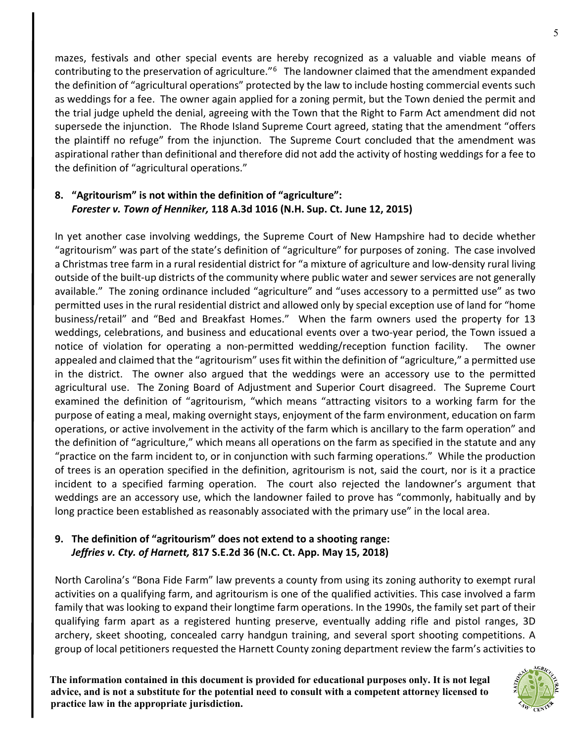mazes, festivals and other special events are hereby recognized as a valuable and viable means of contributing to the preservation of agriculture."[6] The landowner claimed that the amendment expanded the definition of "agricultural operations" protected by the law to include hosting commercial events such as weddings for a fee. The owner again applied for a zoning permit, but the Town denied the permit and the trial judge upheld the denial, agreeing with the Town that the Right to Farm Act amendment did not supersede the injunction. The Rhode Island Supreme Court agreed, stating that the amendment "offers the plaintiff no refuge" from the injunction. The Supreme Court concluded that the amendment was aspirational rather than definitional and therefore did not add the activity of hosting weddings for a fee to the definition of "agricultural operations."

**8. "Agritourism" is not within the definition of "agriculture":**
***Forester v. Town of Henniker,* 118 A.3d 1016 (N.H. Sup. Ct. June 12, 2015)**

In yet another case involving weddings, the Supreme Court of New Hampshire had to decide whether "agritourism" was part of the state's definition of "agriculture" for purposes of zoning. The case involved a Christmas tree farm in a rural residential district for "a mixture of agriculture and low-density rural living outside of the built-up districts of the community where public water and sewer services are not generally available." The zoning ordinance included "agriculture" and "uses accessory to a permitted use" as two permitted uses in the rural residential district and allowed only by special exception use of land for "home business/retail" and "Bed and Breakfast Homes." When the farm owners used the property for 13 weddings, celebrations, and business and educational events over a two-year period, the Town issued a notice of violation for operating a non-permitted wedding/reception function facility. The owner appealed and claimed that the "agritourism" uses fit within the definition of "agriculture," a permitted use in the district. The owner also argued that the weddings were an accessory use to the permitted agricultural use. The Zoning Board of Adjustment and Superior Court disagreed. The Supreme Court examined the definition of "agritourism, "which means "attracting visitors to a working farm for the purpose of eating a meal, making overnight stays, enjoyment of the farm environment, education on farm operations, or active involvement in the activity of the farm which is ancillary to the farm operation" and the definition of "agriculture," which means all operations on the farm as specified in the statute and any "practice on the farm incident to, or in conjunction with such farming operations." While the production of trees is an operation specified in the definition, agritourism is not, said the court, nor is it a practice incident to a specified farming operation. The court also rejected the landowner's argument that weddings are an accessory use, which the landowner failed to prove has "commonly, habitually and by long practice been established as reasonably associated with the primary use" in the local area.

**9. The definition of "agritourism" does not extend to a shooting range:**
***Jeffries v. Cty. of Harnett,* 817 S.E.2d 36 (N.C. Ct. App. May 15, 2018)**

North Carolina's "Bona Fide Farm" law prevents a county from using its zoning authority to exempt rural activities on a qualifying farm, and agritourism is one of the qualified activities. This case involved a farm family that was looking to expand their longtime farm operations. In the 1990s, the family set part of their qualifying farm apart as a registered hunting preserve, eventually adding rifle and pistol ranges, 3D archery, skeet shooting, concealed carry handgun training, and several sport shooting competitions. A group of local petitioners requested the Harnett County zoning department review the farm's activities to

**The information contained in this document is provided for educational purposes only. It is not legal advice, and is not a substitute for the potential need to consult with a competent attorney licensed to practice law in the appropriate jurisdiction.**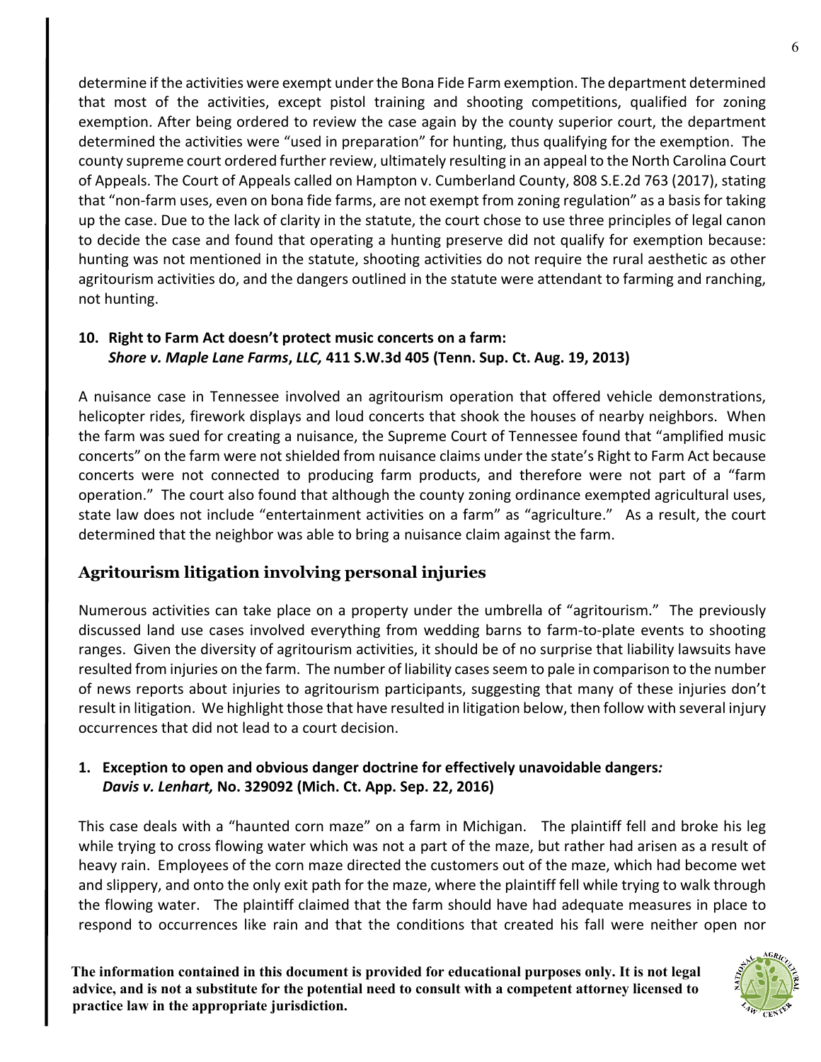determine if the activities were exempt under the Bona Fide Farm exemption. The department determined that most of the activities, except pistol training and shooting competitions, qualified for zoning exemption. After being ordered to review the case again by the county superior court, the department determined the activities were "used in preparation" for hunting, thus qualifying for the exemption. The county supreme court ordered further review, ultimately resulting in an appeal to the North Carolina Court of Appeals. The Court of Appeals called on Hampton v. Cumberland County, 808 S.E.2d 763 (2017), stating that "non-farm uses, even on bona fide farms, are not exempt from zoning regulation" as a basis for taking up the case. Due to the lack of clarity in the statute, the court chose to use three principles of legal canon to decide the case and found that operating a hunting preserve did not qualify for exemption because: hunting was not mentioned in the statute, shooting activities do not require the rural aesthetic as other agritourism activities do, and the dangers outlined in the statute were attendant to farming and ranching, not hunting.

**10. Right to Farm Act doesn't protect music concerts on a farm:** ***Shore v. Maple Lane Farms, LLC,*** **411 S.W.3d 405 (Tenn. Sup. Ct. Aug. 19, 2013)**

A nuisance case in Tennessee involved an agritourism operation that offered vehicle demonstrations, helicopter rides, firework displays and loud concerts that shook the houses of nearby neighbors. When the farm was sued for creating a nuisance, the Supreme Court of Tennessee found that "amplified music concerts" on the farm were not shielded from nuisance claims under the state's Right to Farm Act because concerts were not connected to producing farm products, and therefore were not part of a "farm operation." The court also found that although the county zoning ordinance exempted agricultural uses, state law does not include "entertainment activities on a farm" as "agriculture." As a result, the court determined that the neighbor was able to bring a nuisance claim against the farm.

## Agritourism litigation involving personal injuries

Numerous activities can take place on a property under the umbrella of "agritourism." The previously discussed land use cases involved everything from wedding barns to farm-to-plate events to shooting ranges. Given the diversity of agritourism activities, it should be of no surprise that liability lawsuits have resulted from injuries on the farm. The number of liability cases seem to pale in comparison to the number of news reports about injuries to agritourism participants, suggesting that many of these injuries don't result in litigation. We highlight those that have resulted in litigation below, then follow with several injury occurrences that did not lead to a court decision.

**1. Exception to open and obvious danger doctrine for effectively unavoidable dangers*:*** ***Davis v. Lenhart,*** **No. 329092 (Mich. Ct. App. Sep. 22, 2016)**

This case deals with a "haunted corn maze" on a farm in Michigan. The plaintiff fell and broke his leg while trying to cross flowing water which was not a part of the maze, but rather had arisen as a result of heavy rain. Employees of the corn maze directed the customers out of the maze, which had become wet and slippery, and onto the only exit path for the maze, where the plaintiff fell while trying to walk through the flowing water. The plaintiff claimed that the farm should have had adequate measures in place to respond to occurrences like rain and that the conditions that created his fall were neither open nor

**The information contained in this document is provided for educational purposes only. It is not legal advice, and is not a substitute for the potential need to consult with a competent attorney licensed to practice law in the appropriate jurisdiction.**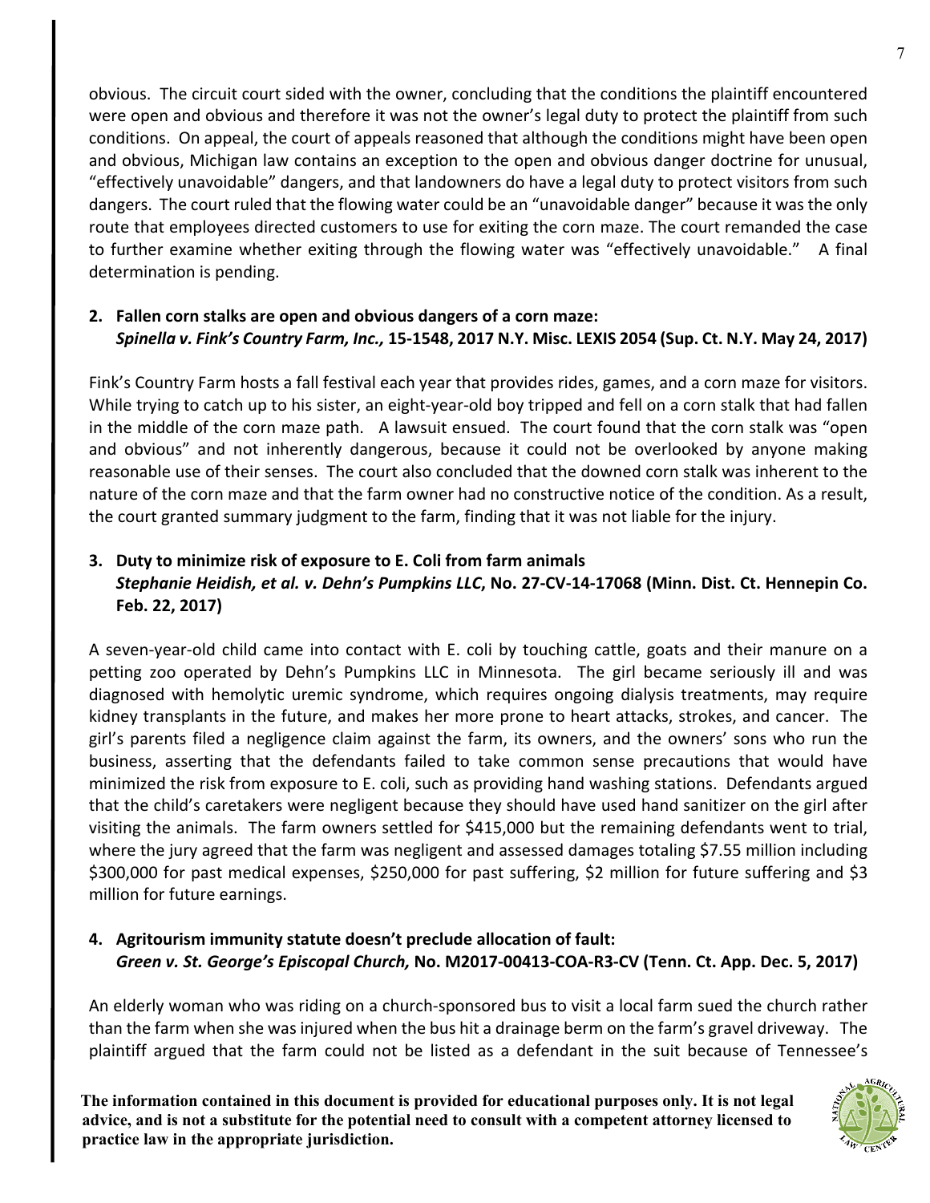obvious. The circuit court sided with the owner, concluding that the conditions the plaintiff encountered were open and obvious and therefore it was not the owner's legal duty to protect the plaintiff from such conditions. On appeal, the court of appeals reasoned that although the conditions might have been open and obvious, Michigan law contains an exception to the open and obvious danger doctrine for unusual, "effectively unavoidable" dangers, and that landowners do have a legal duty to protect visitors from such dangers. The court ruled that the flowing water could be an "unavoidable danger" because it was the only route that employees directed customers to use for exiting the corn maze. The court remanded the case to further examine whether exiting through the flowing water was "effectively unavoidable." A final determination is pending.

2. **Fallen corn stalks are open and obvious dangers of a corn maze:**
   ***Spinella v. Fink's Country Farm, Inc.,* 15-1548, 2017 N.Y. Misc. LEXIS 2054 (Sup. Ct. N.Y. May 24, 2017)**

Fink's Country Farm hosts a fall festival each year that provides rides, games, and a corn maze for visitors. While trying to catch up to his sister, an eight-year-old boy tripped and fell on a corn stalk that had fallen in the middle of the corn maze path. A lawsuit ensued. The court found that the corn stalk was "open and obvious" and not inherently dangerous, because it could not be overlooked by anyone making reasonable use of their senses. The court also concluded that the downed corn stalk was inherent to the nature of the corn maze and that the farm owner had no constructive notice of the condition. As a result, the court granted summary judgment to the farm, finding that it was not liable for the injury.

3. **Duty to minimize risk of exposure to E. Coli from farm animals**
   ***Stephanie Heidish, et al. v. Dehn's Pumpkins LLC*, No. 27-CV-14-17068 (Minn. Dist. Ct. Hennepin Co. Feb. 22, 2017)**

A seven-year-old child came into contact with E. coli by touching cattle, goats and their manure on a petting zoo operated by Dehn's Pumpkins LLC in Minnesota. The girl became seriously ill and was diagnosed with hemolytic uremic syndrome, which requires ongoing dialysis treatments, may require kidney transplants in the future, and makes her more prone to heart attacks, strokes, and cancer. The girl's parents filed a negligence claim against the farm, its owners, and the owners' sons who run the business, asserting that the defendants failed to take common sense precautions that would have minimized the risk from exposure to E. coli, such as providing hand washing stations. Defendants argued that the child's caretakers were negligent because they should have used hand sanitizer on the girl after visiting the animals. The farm owners settled for $415,000 but the remaining defendants went to trial, where the jury agreed that the farm was negligent and assessed damages totaling $7.55 million including $300,000 for past medical expenses, $250,000 for past suffering, $2 million for future suffering and $3 million for future earnings.

4. **Agritourism immunity statute doesn't preclude allocation of fault:**
   ***Green v. St. George's Episcopal Church,* No. M2017-00413-COA-R3-CV (Tenn. Ct. App. Dec. 5, 2017)**

An elderly woman who was riding on a church-sponsored bus to visit a local farm sued the church rather than the farm when she was injured when the bus hit a drainage berm on the farm's gravel driveway. The plaintiff argued that the farm could not be listed as a defendant in the suit because of Tennessee's

**The information contained in this document is provided for educational purposes only. It is not legal advice, and is not a substitute for the potential need to consult with a competent attorney licensed to practice law in the appropriate jurisdiction.**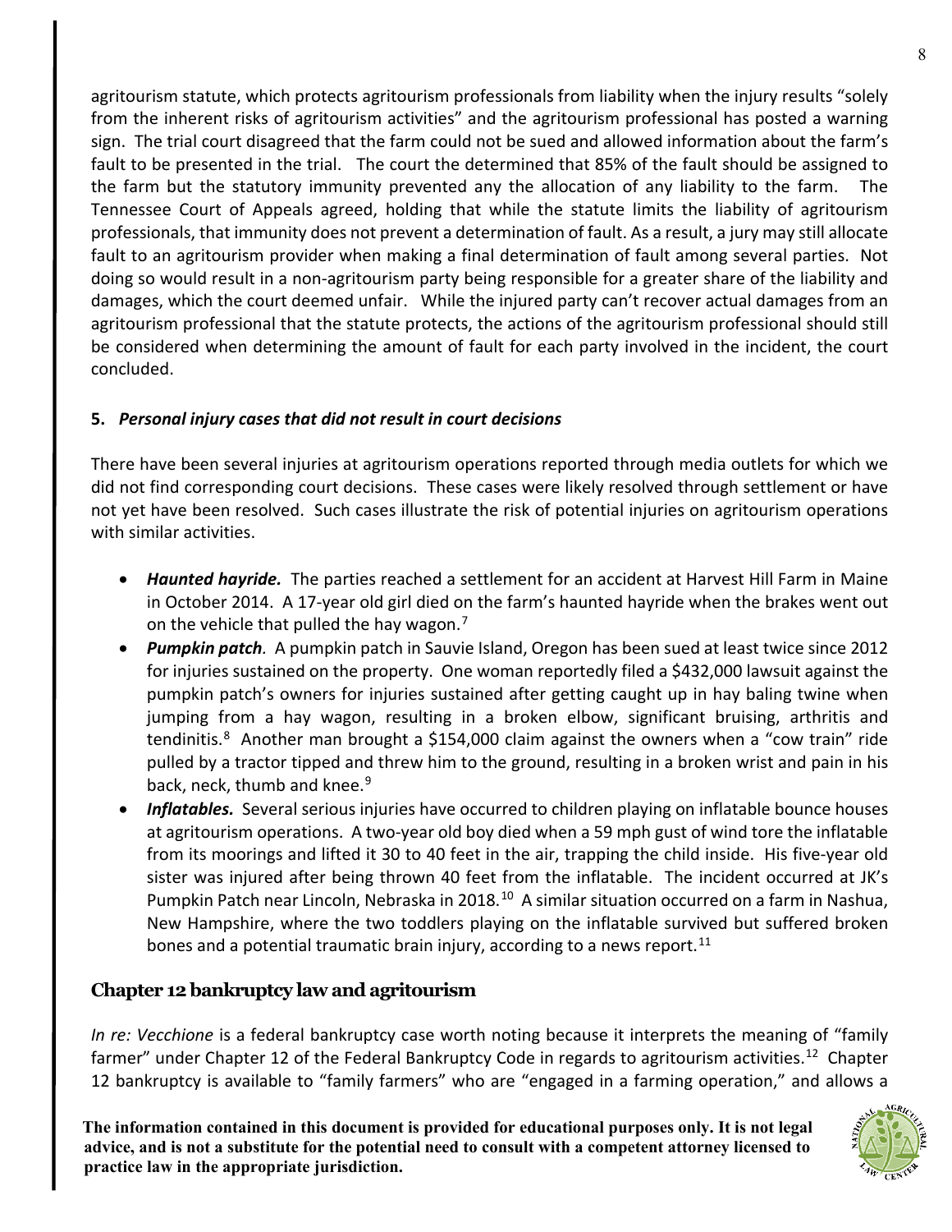agritourism statute, which protects agritourism professionals from liability when the injury results "solely from the inherent risks of agritourism activities" and the agritourism professional has posted a warning sign. The trial court disagreed that the farm could not be sued and allowed information about the farm's fault to be presented in the trial. The court the determined that 85% of the fault should be assigned to the farm but the statutory immunity prevented any the allocation of any liability to the farm. The Tennessee Court of Appeals agreed, holding that while the statute limits the liability of agritourism professionals, that immunity does not prevent a determination of fault. As a result, a jury may still allocate fault to an agritourism provider when making a final determination of fault among several parties. Not doing so would result in a non-agritourism party being responsible for a greater share of the liability and damages, which the court deemed unfair. While the injured party can't recover actual damages from an agritourism professional that the statute protects, the actions of the agritourism professional should still be considered when determining the amount of fault for each party involved in the incident, the court concluded.

**5.** ***Personal injury cases that did not result in court decisions***

There have been several injuries at agritourism operations reported through media outlets for which we did not find corresponding court decisions. These cases were likely resolved through settlement or have not yet have been resolved. Such cases illustrate the risk of potential injuries on agritourism operations with similar activities.

- ***Haunted hayride.*** The parties reached a settlement for an accident at Harvest Hill Farm in Maine in October 2014. A 17-year old girl died on the farm's haunted hayride when the brakes went out on the vehicle that pulled the hay wagon.[7]
- ***Pumpkin patch***. A pumpkin patch in Sauvie Island, Oregon has been sued at least twice since 2012 for injuries sustained on the property. One woman reportedly filed a $432,000 lawsuit against the pumpkin patch's owners for injuries sustained after getting caught up in hay baling twine when jumping from a hay wagon, resulting in a broken elbow, significant bruising, arthritis and tendinitis.[8] Another man brought a $154,000 claim against the owners when a "cow train" ride pulled by a tractor tipped and threw him to the ground, resulting in a broken wrist and pain in his back, neck, thumb and knee.[9]
- ***Inflatables.*** Several serious injuries have occurred to children playing on inflatable bounce houses at agritourism operations. A two-year old boy died when a 59 mph gust of wind tore the inflatable from its moorings and lifted it 30 to 40 feet in the air, trapping the child inside. His five-year old sister was injured after being thrown 40 feet from the inflatable. The incident occurred at JK's Pumpkin Patch near Lincoln, Nebraska in 2018.[10] A similar situation occurred on a farm in Nashua, New Hampshire, where the two toddlers playing on the inflatable survived but suffered broken bones and a potential traumatic brain injury, according to a news report.[11]

## Chapter 12 bankruptcy law and agritourism

*In re: Vecchione* is a federal bankruptcy case worth noting because it interprets the meaning of "family farmer" under Chapter 12 of the Federal Bankruptcy Code in regards to agritourism activities.[12] Chapter 12 bankruptcy is available to "family farmers" who are "engaged in a farming operation," and allows a

**The information contained in this document is provided for educational purposes only. It is not legal advice, and is not a substitute for the potential need to consult with a competent attorney licensed to practice law in the appropriate jurisdiction.**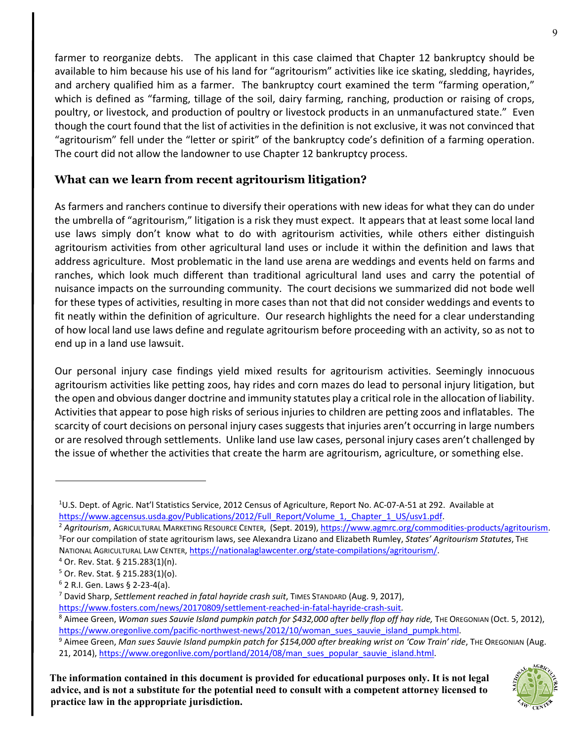farmer to reorganize debts. The applicant in this case claimed that Chapter 12 bankruptcy should be available to him because his use of his land for "agritourism" activities like ice skating, sledding, hayrides, and archery qualified him as a farmer. The bankruptcy court examined the term "farming operation," which is defined as "farming, tillage of the soil, dairy farming, ranching, production or raising of crops, poultry, or livestock, and production of poultry or livestock products in an unmanufactured state." Even though the court found that the list of activities in the definition is not exclusive, it was not convinced that "agritourism" fell under the "letter or spirit" of the bankruptcy code's definition of a farming operation. The court did not allow the landowner to use Chapter 12 bankruptcy process.

## What can we learn from recent agritourism litigation?

As farmers and ranchers continue to diversify their operations with new ideas for what they can do under the umbrella of "agritourism," litigation is a risk they must expect. It appears that at least some local land use laws simply don't know what to do with agritourism activities, while others either distinguish agritourism activities from other agricultural land uses or include it within the definition and laws that address agriculture. Most problematic in the land use arena are weddings and events held on farms and ranches, which look much different than traditional agricultural land uses and carry the potential of nuisance impacts on the surrounding community. The court decisions we summarized did not bode well for these types of activities, resulting in more cases than not that did not consider weddings and events to fit neatly within the definition of agriculture. Our research highlights the need for a clear understanding of how local land use laws define and regulate agritourism before proceeding with an activity, so as not to end up in a land use lawsuit.

Our personal injury case findings yield mixed results for agritourism activities. Seemingly innocuous agritourism activities like petting zoos, hay rides and corn mazes do lead to personal injury litigation, but the open and obvious danger doctrine and immunity statutes play a critical role in the allocation of liability. Activities that appear to pose high risks of serious injuries to children are petting zoos and inflatables. The scarcity of court decisions on personal injury cases suggests that injuries aren't occurring in large numbers or are resolved through settlements. Unlike land use law cases, personal injury cases aren't challenged by the issue of whether the activities that create the harm are agritourism, agriculture, or something else.

---

[1] U.S. Dept. of Agric. Nat'l Statistics Service, 2012 Census of Agriculture, Report No. AC-07-A-51 at 292. Available at https://www.agcensus.usda.gov/Publications/2012/Full_Report/Volume_1,_Chapter_1_US/usv1.pdf.

[2] *Agritourism*, AGRICULTURAL MARKETING RESOURCE CENTER, (Sept. 2019), https://www.agmrc.org/commodities-products/agritourism.

[3] For our compilation of state agritourism laws, see Alexandra Lizano and Elizabeth Rumley, *States' Agritourism Statutes*, THE NATIONAL AGRICULTURAL LAW CENTER, https://nationalaglawcenter.org/state-compilations/agritourism/.

[4] Or. Rev. Stat. § 215.283(1)(n).

[5] Or. Rev. Stat. § 215.283(1)(o).

[6] 2 R.I. Gen. Laws § 2-23-4(a).

[7] David Sharp, *Settlement reached in fatal hayride crash suit*, TIMES STANDARD (Aug. 9, 2017), https://www.fosters.com/news/20170809/settlement-reached-in-fatal-hayride-crash-suit.

[8] Aimee Green, *Woman sues Sauvie Island pumpkin patch for $432,000 after belly flop off hay ride,* THE OREGONIAN (Oct. 5, 2012), https://www.oregonlive.com/pacific-northwest-news/2012/10/woman_sues_sauvie_island_pumpk.html.

[9] Aimee Green, *Man sues Sauvie Island pumpkin patch for $154,000 after breaking wrist on 'Cow Train' ride*, THE OREGONIAN (Aug. 21, 2014), https://www.oregonlive.com/portland/2014/08/man_sues_popular_sauvie_island.html.

**The information contained in this document is provided for educational purposes only. It is not legal advice, and is not a substitute for the potential need to consult with a competent attorney licensed to practice law in the appropriate jurisdiction.**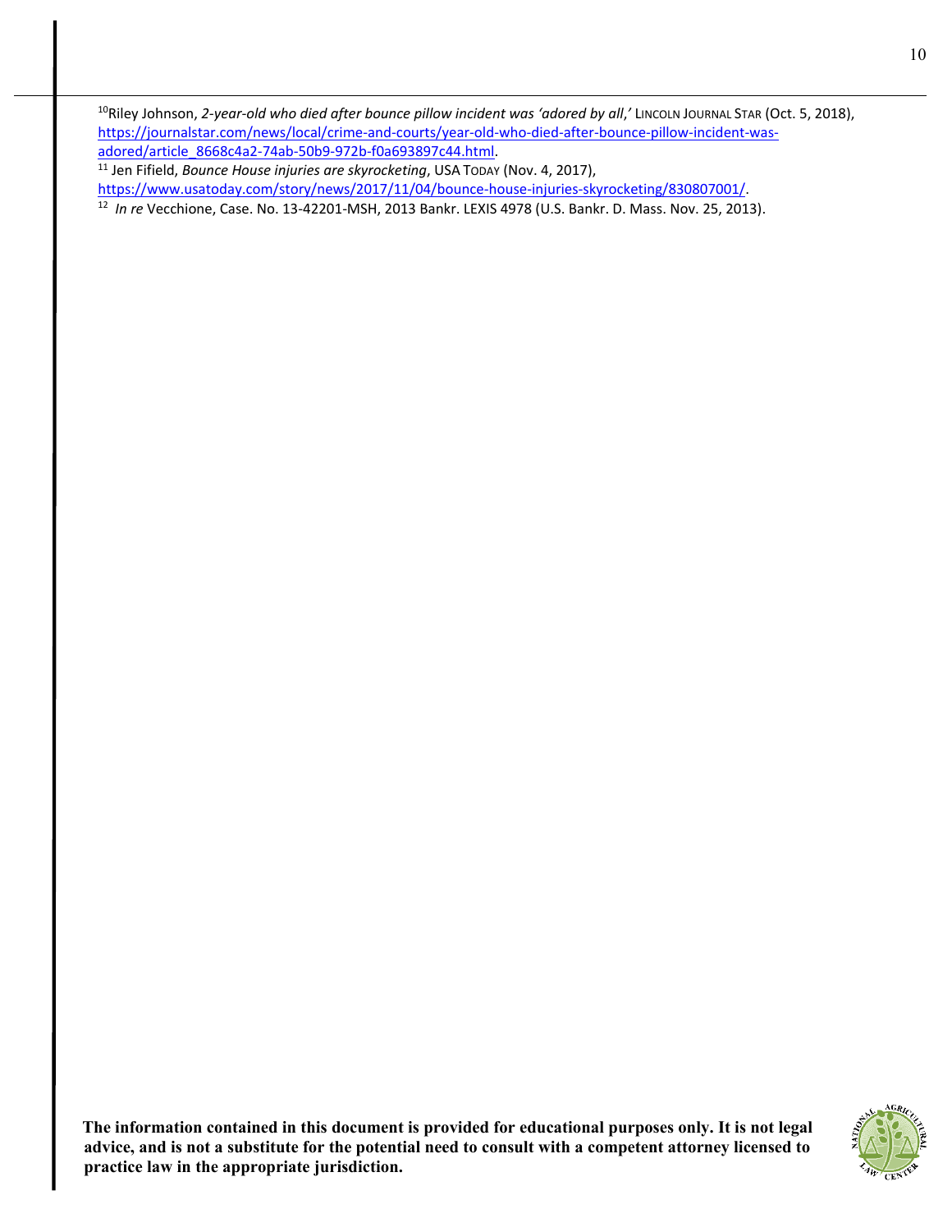[10]Riley Johnson, *2-year-old who died after bounce pillow incident was 'adored by all,'* LINCOLN JOURNAL STAR (Oct. 5, 2018), https://journalstar.com/news/local/crime-and-courts/year-old-who-died-after-bounce-pillow-incident-was-adored/article_8668c4a2-74ab-50b9-972b-f0a693897c44.html.

[11] Jen Fifield, *Bounce House injuries are skyrocketing*, USA TODAY (Nov. 4, 2017), https://www.usatoday.com/story/news/2017/11/04/bounce-house-injuries-skyrocketing/830807001/.

[12] *In re* Vecchione, Case. No. 13-42201-MSH, 2013 Bankr. LEXIS 4978 (U.S. Bankr. D. Mass. Nov. 25, 2013).

**The information contained in this document is provided for educational purposes only. It is not legal advice, and is not a substitute for the potential need to consult with a competent attorney licensed to practice law in the appropriate jurisdiction.**